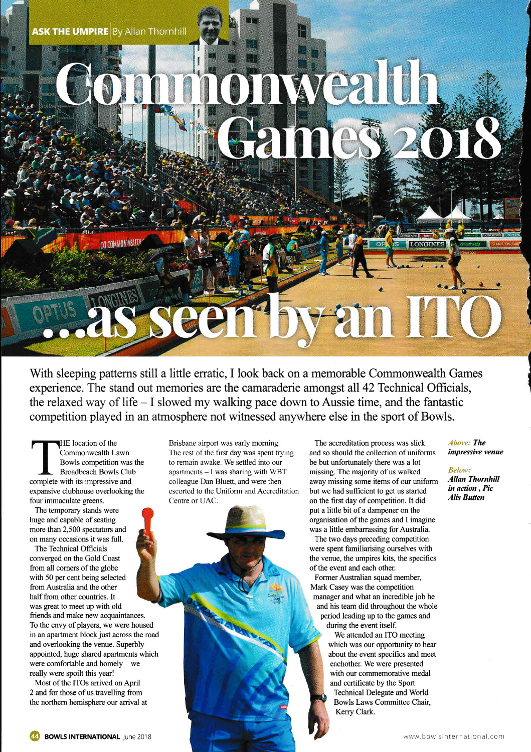ASK THE UMPIRE | By Allan Thornhill

# Commonwealth Games 2018 ...as seen by an ITO

With sleeping patterns still a little erratic, I look back on a memorable Commonwealth Games experience. The stand out memories are the camaraderie amongst all 42 Technical Officials, the relaxed way of life – I slowed my walking pace down to Aussie time, and the fantastic competition played in an atmosphere not witnessed anywhere else in the sport of Bowls.

THE location of the Commonwealth Lawn Bowls competition was the Broadbeach Bowls Club complete with its impressive and expansive clubhouse overlooking the four immaculate greens.

The temporary stands were huge and capable of seating more than 2,500 spectators and on many occasions it was full.

The Technical Officials converged on the Gold Coast from all corners of the globe with 50 per cent being selected from Australia and the other half from other countries. It was great to meet up with old friends and make new acquaintances. To the envy of players, we were housed in an apartment block just across the road and overlooking the venue. Superbly appointed, huge shared apartments which were comfortable and homely – we really were spoilt this year!

Most of the ITOs arrived on April 2 and for those of us travelling from the northern hemisphere our arrival at Brisbane airport was early morning. The rest of the first day was spent trying to remain awake. We settled into our apartments – I was sharing with WBT colleague Dan Bluett, and were then escorted to the Uniform and Accreditation Centre or UAC.

The accreditation process was slick and so should the collection of uniforms be but unfortunately there was a lot missing. The majority of us walked away missing some items of our uniform but we had sufficient to get us started on the first day of competition. It did put a little bit of a dampener on the organisation of the games and I imagine was a little embarrassing for Australia.

The two days preceding competition were spent familiarising ourselves with the venue, the umpires kits, the specifics of the event and each other.

Former Australian squad member, Mark Casey was the competition manager and what an incredible job he and his team did throughout the whole period leading up to the games and during the event itself.

We attended an ITO meeting which was our opportunity to hear about the event specifics and meet eachother. We were presented with our commemorative medal and certificate by the Sport Technical Delegate and World Bowls Laws Committee Chair, Kerry Clark.

*Above:* ***The impressive venue***

*Below:* ***Allan Thornhill in action , Pic Alis Butten***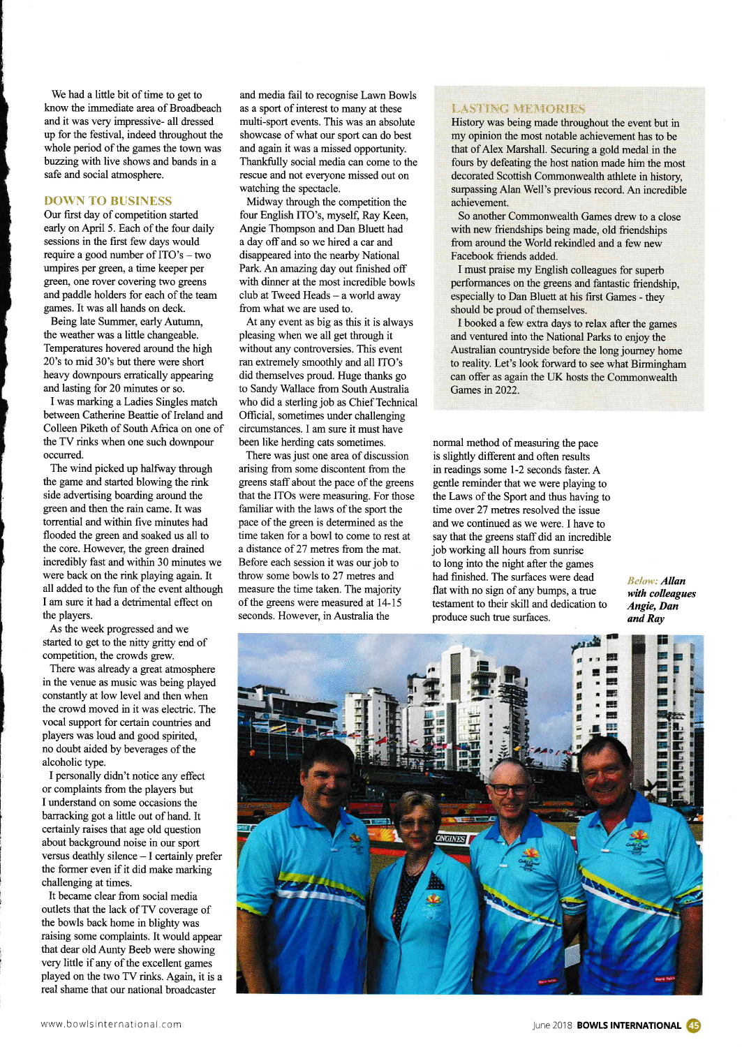We had a little bit of time to get to know the immediate area of Broadbeach and it was very impressive- all dressed up for the festival, indeed throughout the whole period of the games the town was buzzing with live shows and bands in a safe and social atmosphere.

## DOWN TO BUSINESS

Our first day of competition started early on April 5. Each of the four daily sessions in the first few days would require a good number of ITO's – two umpires per green, a time keeper per green, one rover covering two greens and paddle holders for each of the team games. It was all hands on deck.

Being late Summer, early Autumn, the weather was a little changeable. Temperatures hovered around the high 20's to mid 30's but there were short heavy downpours erratically appearing and lasting for 20 minutes or so.

I was marking a Ladies Singles match between Catherine Beattie of Ireland and Colleen Piketh of South Africa on one of the TV rinks when one such downpour occurred.

The wind picked up halfway through the game and started blowing the rink side advertising boarding around the green and then the rain came. It was torrential and within five minutes had flooded the green and soaked us all to the core. However, the green drained incredibly fast and within 30 minutes we were back on the rink playing again. It all added to the fun of the event although I am sure it had a detrimental effect on the players.

As the week progressed and we started to get to the nitty gritty end of competition, the crowds grew.

There was already a great atmosphere in the venue as music was being played constantly at low level and then when the crowd moved in it was electric. The vocal support for certain countries and players was loud and good spirited, no doubt aided by beverages of the alcoholic type.

I personally didn't notice any effect or complaints from the players but I understand on some occasions the barracking got a little out of hand. It certainly raises that age old question about background noise in our sport versus deathly silence – I certainly prefer the former even if it did make marking challenging at times.

It became clear from social media outlets that the lack of TV coverage of the bowls back home in blighty was raising some complaints. It would appear that dear old Aunty Beeb were showing very little if any of the excellent games played on the two TV rinks. Again, it is a real shame that our national broadcaster and media fail to recognise Lawn Bowls as a sport of interest to many at these multi-sport events. This was an absolute showcase of what our sport can do best and again it was a missed opportunity. Thankfully social media can come to the rescue and not everyone missed out on watching the spectacle.

Midway through the competition the four English ITO's, myself, Ray Keen, Angie Thompson and Dan Bluett had a day off and so we hired a car and disappeared into the nearby National Park. An amazing day out finished off with dinner at the most incredible bowls club at Tweed Heads – a world away from what we are used to.

At any event as big as this it is always pleasing when we all get through it without any controversies. This event ran extremely smoothly and all ITO's did themselves proud. Huge thanks go to Sandy Wallace from South Australia who did a sterling job as Chief Technical Official, sometimes under challenging circumstances. I am sure it must have been like herding cats sometimes.

There was just one area of discussion arising from some discontent from the greens staff about the pace of the greens that the ITOs were measuring. For those familiar with the laws of the sport the pace of the green is determined as the time taken for a bowl to come to rest at a distance of 27 metres from the mat. Before each session it was our job to throw some bowls to 27 metres and measure the time taken. The majority of the greens were measured at 14-15 seconds. However, in Australia the normal method of measuring the pace is slightly different and often results in readings some 1-2 seconds faster. A gentle reminder that we were playing to the Laws of the Sport and thus having to time over 27 metres resolved the issue and we continued as we were. I have to say that the greens staff did an incredible job working all hours from sunrise to long into the night after the games had finished. The surfaces were dead flat with no sign of any bumps, a true testament to their skill and dedication to produce such true surfaces.

## LASTING MEMORIES

History was being made throughout the event but in my opinion the most notable achievement has to be that of Alex Marshall. Securing a gold medal in the fours by defeating the host nation made him the most decorated Scottish Commonwealth athlete in history, surpassing Alan Well's previous record. An incredible achievement.

So another Commonwealth Games drew to a close with new friendships being made, old friendships from around the World rekindled and a few new Facebook friends added.

I must praise my English colleagues for superb performances on the greens and fantastic friendship, especially to Dan Bluett at his first Games - they should be proud of themselves.

I booked a few extra days to relax after the games and ventured into the National Parks to enjoy the Australian countryside before the long journey home to reality. Let's look forward to see what Birmingham can offer as again the UK hosts the Commonwealth Games in 2022.

*Below:* ***Allan with colleagues Angie, Dan and Ray***